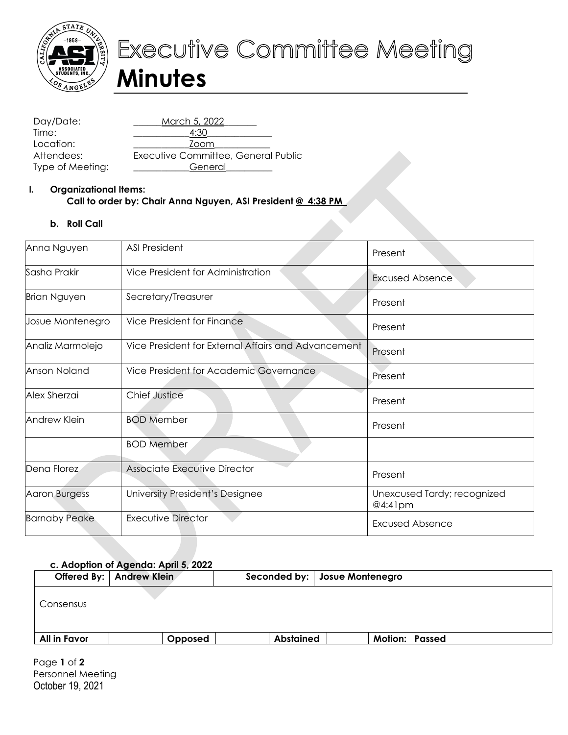# Executive Committee Meeting

# Minutes

Day/Date: March 5, 2022
Time: 4:30
Location: Zoom
Attendees: Executive Committee, General Public
Type of Meeting: General

**I. Organizational Items:**

**Call to order by: Chair Anna Nguyen, ASI President @ 4:38 PM**

**b. Roll Call**

| | | |
|---|---|---|
| Anna Nguyen | ASI President | Present |
| Sasha Prakir | Vice President for Administration | Excused Absence |
| Brian Nguyen | Secretary/Treasurer | Present |
| Josue Montenegro | Vice President for Finance | Present |
| Analiz Marmolejo | Vice President for External Affairs and Advancement | Present |
| Anson Noland | Vice President for Academic Governance | Present |
| Alex Sherzai | Chief Justice | Present |
| Andrew Klein | BOD Member | Present |
| | BOD Member | |
| Dena Florez | Associate Executive Director | Present |
| Aaron Burgess | University President's Designee | Unexcused Tardy; recognized @4:41pm |
| Barnaby Peake | Executive Director | Excused Absence |

**c. Adoption of Agenda: April 5, 2022**

| **Offered By:** | **Andrew Klein** | | **Seconded by:** | **Josue Montenegro** | | |
|---|---|---|---|---|---|---|
| Consensus | | | | | | |
| **All in Favor** | | **Opposed** | | **Abstained** | | **Motion: Passed** |

Personnel Meeting
October 19, 2021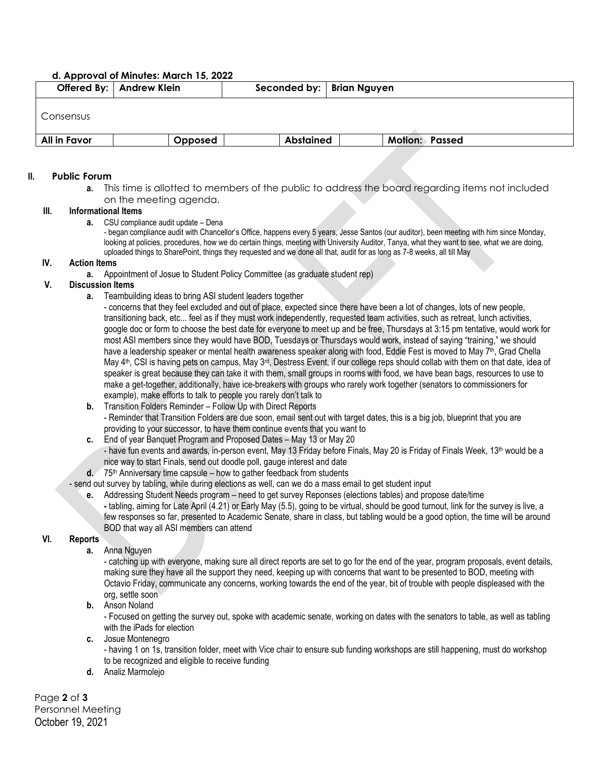**d. Approval of Minutes: March 15, 2022**

| Offered By: | Andrew Klein | | Seconded by: | Brian Nguyen | |
|---|---|---|---|---|---|
| Consensus | | | | | |
| All in Favor | | Opposed | | Abstained | Motion: Passed |

## II. Public Forum

a. This time is allotted to members of the public to address the board regarding items not included on the meeting agenda.

## III. Informational Items

a. CSU compliance audit update – Dena
- began compliance audit with Chancellor's Office, happens every 5 years, Jesse Santos (our auditor), been meeting with him since Monday, looking at policies, procedures, how we do certain things, meeting with University Auditor, Tanya, what they want to see, what we are doing, uploaded things to SharePoint, things they requested and we done all that, audit for as long as 7-8 weeks, all till May

## IV. Action Items

a. Appointment of Josue to Student Policy Committee (as graduate student rep)

## V. Discussion Items

a. Teambuilding ideas to bring ASI student leaders together
- concerns that they feel excluded and out of place, expected since there have been a lot of changes, lots of new people, transitioning back, etc... feel as if they must work independently, requested team activities, such as retreat, lunch activities, google doc or form to choose the best date for everyone to meet up and be free, Thursdays at 3:15 pm tentative, would work for most ASI members since they would have BOD, Tuesdays or Thursdays would work, instead of saying "training," we should have a leadership speaker or mental health awareness speaker along with food, Eddie Fest is moved to May 7th, Grad Chella May 4th, CSI is having pets on campus, May 3rd, Destress Event, if our college reps should collab with them on that date, idea of speaker is great because they can take it with them, small groups in rooms with food, we have bean bags, resources to use to make a get-together, additionally, have ice-breakers with groups who rarely work together (senators to commissioners for example), make efforts to talk to people you rarely don't talk to

b. Transition Folders Reminder – Follow Up with Direct Reports
- Reminder that Transition Folders are due soon, email sent out with target dates, this is a big job, blueprint that you are providing to your successor, to have them continue events that you want to

c. End of year Banquet Program and Proposed Dates – May 13 or May 20
- have fun events and awards, in-person event, May 13 Friday before Finals, May 20 is Friday of Finals Week, 13th would be a nice way to start Finals, send out doodle poll, gauge interest and date

d. 75th Anniversary time capsule – how to gather feedback from students
- send out survey by tabling, while during elections as well, can we do a mass email to get student input

e. Addressing Student Needs program – need to get survey Reponses (elections tables) and propose date/time
- tabling, aiming for Late April (4.21) or Early May (5.5), going to be virtual, should be good turnout, link for the survey is live, a few responses so far, presented to Academic Senate, share in class, but tabling would be a good option, the time will be around BOD that way all ASI members can attend

## VI. Reports

a. Anna Nguyen
- catching up with everyone, making sure all direct reports are set to go for the end of the year, program proposals, event details, making sure they have all the support they need, keeping up with concerns that want to be presented to BOD, meeting with Octavio Friday, communicate any concerns, working towards the end of the year, bit of trouble with people displeased with the org, settle soon

b. Anson Noland
- Focused on getting the survey out, spoke with academic senate, working on dates with the senators to table, as well as tabling with the iPads for election

c. Josue Montenegro
- having 1 on 1s, transition folder, meet with Vice chair to ensure sub funding workshops are still happening, must do workshop to be recognized and eligible to receive funding

d. Analiz Marmolejo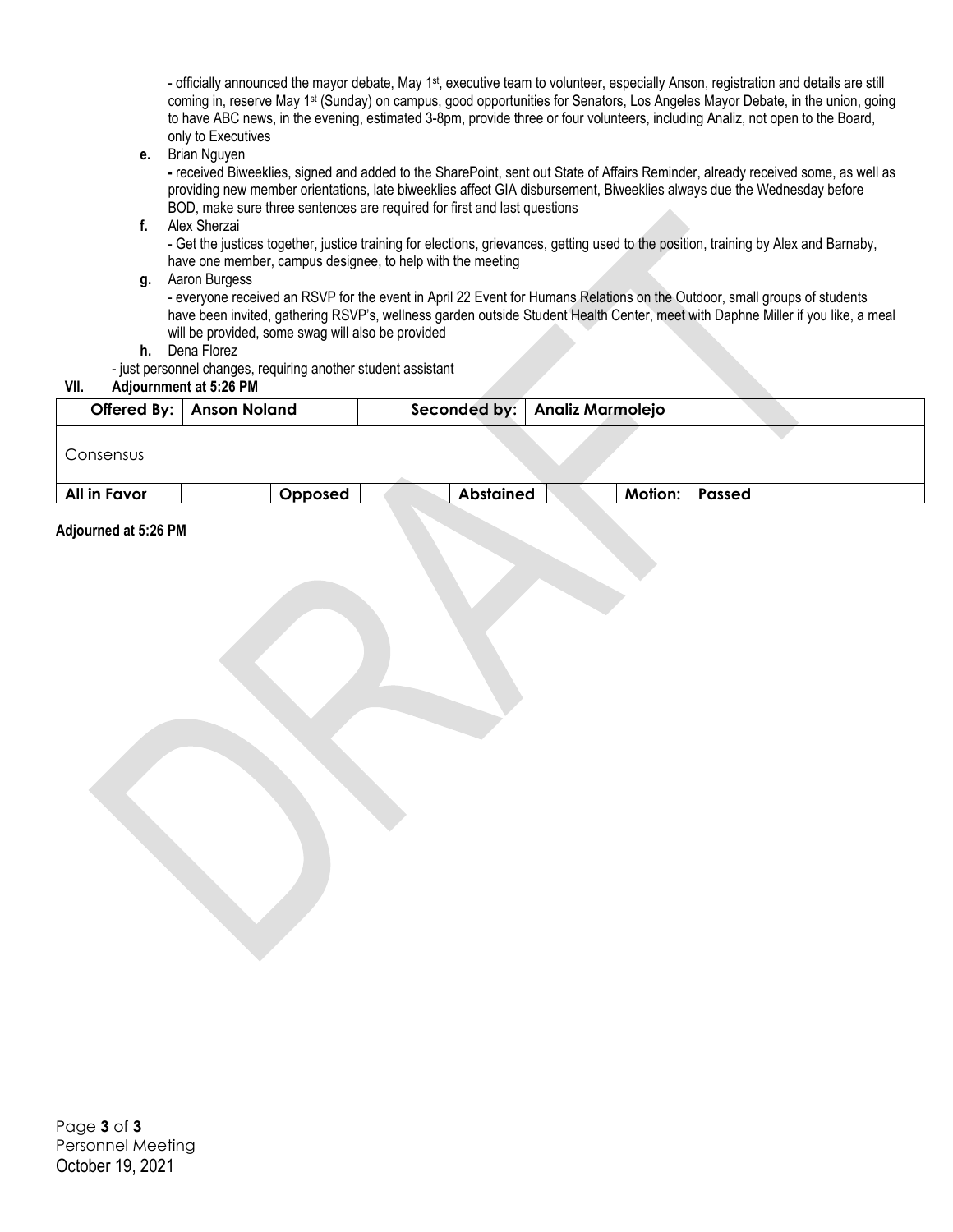- officially announced the mayor debate, May 1st, executive team to volunteer, especially Anson, registration and details are still coming in, reserve May 1st (Sunday) on campus, good opportunities for Senators, Los Angeles Mayor Debate, in the union, going to have ABC news, in the evening, estimated 3-8pm, provide three or four volunteers, including Analiz, not open to the Board, only to Executives

**e.** Brian Nguyen

- received Biweeklies, signed and added to the SharePoint, sent out State of Affairs Reminder, already received some, as well as providing new member orientations, late biweeklies affect GIA disbursement, Biweeklies always due the Wednesday before BOD, make sure three sentences are required for first and last questions

**f.** Alex Sherzai

- Get the justices together, justice training for elections, grievances, getting used to the position, training by Alex and Barnaby, have one member, campus designee, to help with the meeting

**g.** Aaron Burgess

- everyone received an RSVP for the event in April 22 Event for Humans Relations on the Outdoor, small groups of students have been invited, gathering RSVP's, wellness garden outside Student Health Center, meet with Daphne Miller if you like, a meal will be provided, some swag will also be provided

**h.** Dena Florez

- just personnel changes, requiring another student assistant

## VII. Adjournment at 5:26 PM

| Offered By: | Anson Noland | | Seconded by: | Analiz Marmolejo | | |
|---|---|---|---|---|---|---|
| Consensus | | | | | | |
| All in Favor | | Opposed | | Abstained | | Motion: Passed |

**Adjourned at 5:26 PM**